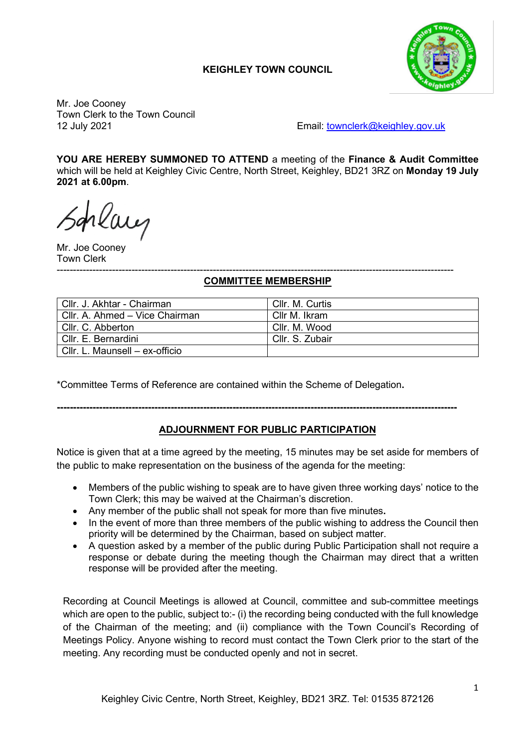**KEIGHLEY TOWN COUNCIL**

Mr. Joe Cooney
Town Clerk to the Town Council
12 July 2021

Email: townclerk@keighley.gov.uk

**YOU ARE HEREBY SUMMONED TO ATTEND** a meeting of the **Finance & Audit Committee** which will be held at Keighley Civic Centre, North Street, Keighley, BD21 3RZ on **Monday 19 July 2021 at 6.00pm**.

Mr. Joe Cooney
Town Clerk

---

## COMMITTEE MEMBERSHIP

| | |
|---|---|
| Cllr. J. Akhtar - Chairman | Cllr. M. Curtis |
| Cllr. A. Ahmed – Vice Chairman | Cllr M. Ikram |
| Cllr. C. Abberton | Cllr. M. Wood |
| Cllr. E. Bernardini | Cllr. S. Zubair |
| Cllr. L. Maunsell – ex-officio | |

*Committee Terms of Reference are contained within the Scheme of Delegation**.**

---

## ADJOURNMENT FOR PUBLIC PARTICIPATION

Notice is given that at a time agreed by the meeting, 15 minutes may be set aside for members of the public to make representation on the business of the agenda for the meeting:

- Members of the public wishing to speak are to have given three working days' notice to the Town Clerk; this may be waived at the Chairman's discretion.
- Any member of the public shall not speak for more than five minutes**.**
- In the event of more than three members of the public wishing to address the Council then priority will be determined by the Chairman, based on subject matter.
- A question asked by a member of the public during Public Participation shall not require a response or debate during the meeting though the Chairman may direct that a written response will be provided after the meeting.

Recording at Council Meetings is allowed at Council, committee and sub-committee meetings which are open to the public, subject to:- (i) the recording being conducted with the full knowledge of the Chairman of the meeting; and (ii) compliance with the Town Council's Recording of Meetings Policy. Anyone wishing to record must contact the Town Clerk prior to the start of the meeting. Any recording must be conducted openly and not in secret.

Keighley Civic Centre, North Street, Keighley, BD21 3RZ. Tel: 01535 872126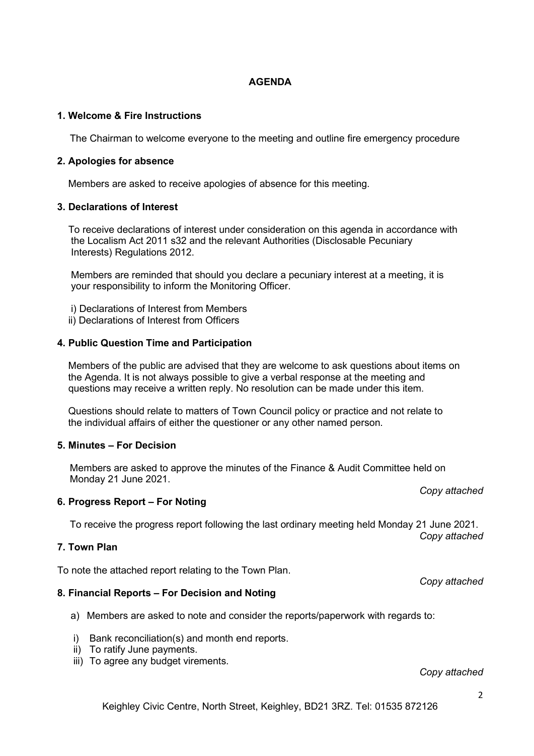## AGENDA

### 1. Welcome & Fire Instructions

The Chairman to welcome everyone to the meeting and outline fire emergency procedure

### 2. Apologies for absence

Members are asked to receive apologies of absence for this meeting.

### 3. Declarations of Interest

To receive declarations of interest under consideration on this agenda in accordance with the Localism Act 2011 s32 and the relevant Authorities (Disclosable Pecuniary Interests) Regulations 2012.

Members are reminded that should you declare a pecuniary interest at a meeting, it is your responsibility to inform the Monitoring Officer.

i) Declarations of Interest from Members
ii) Declarations of Interest from Officers

### 4. Public Question Time and Participation

Members of the public are advised that they are welcome to ask questions about items on the Agenda. It is not always possible to give a verbal response at the meeting and questions may receive a written reply. No resolution can be made under this item.

Questions should relate to matters of Town Council policy or practice and not relate to the individual affairs of either the questioner or any other named person.

### 5. Minutes – For Decision

Members are asked to approve the minutes of the Finance & Audit Committee held on Monday 21 June 2021.

*Copy attached*

### 6. Progress Report – For Noting

To receive the progress report following the last ordinary meeting held Monday 21 June 2021.

*Copy attached*

### 7. Town Plan

To note the attached report relating to the Town Plan.

*Copy attached*

### 8. Financial Reports – For Decision and Noting

a) Members are asked to note and consider the reports/paperwork with regards to:

i) Bank reconciliation(s) and month end reports.
ii) To ratify June payments.
iii) To agree any budget virements.

*Copy attached*

Keighley Civic Centre, North Street, Keighley, BD21 3RZ. Tel: 01535 872126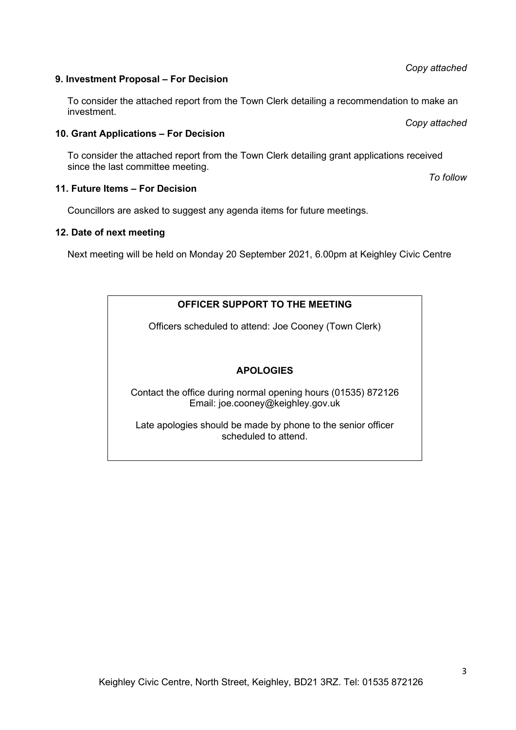*Copy attached*

**9. Investment Proposal – For Decision**

To consider the attached report from the Town Clerk detailing a recommendation to make an investment.

*Copy attached*

**10. Grant Applications – For Decision**

To consider the attached report from the Town Clerk detailing grant applications received since the last committee meeting.

*To follow*

**11. Future Items – For Decision**

Councillors are asked to suggest any agenda items for future meetings.

**12. Date of next meeting**

Next meeting will be held on Monday 20 September 2021, 6.00pm at Keighley Civic Centre

**OFFICER SUPPORT TO THE MEETING**

Officers scheduled to attend: Joe Cooney (Town Clerk)

**APOLOGIES**

Contact the office during normal opening hours (01535) 872126
Email: joe.cooney@keighley.gov.uk

Late apologies should be made by phone to the senior officer scheduled to attend.

Keighley Civic Centre, North Street, Keighley, BD21 3RZ. Tel: 01535 872126